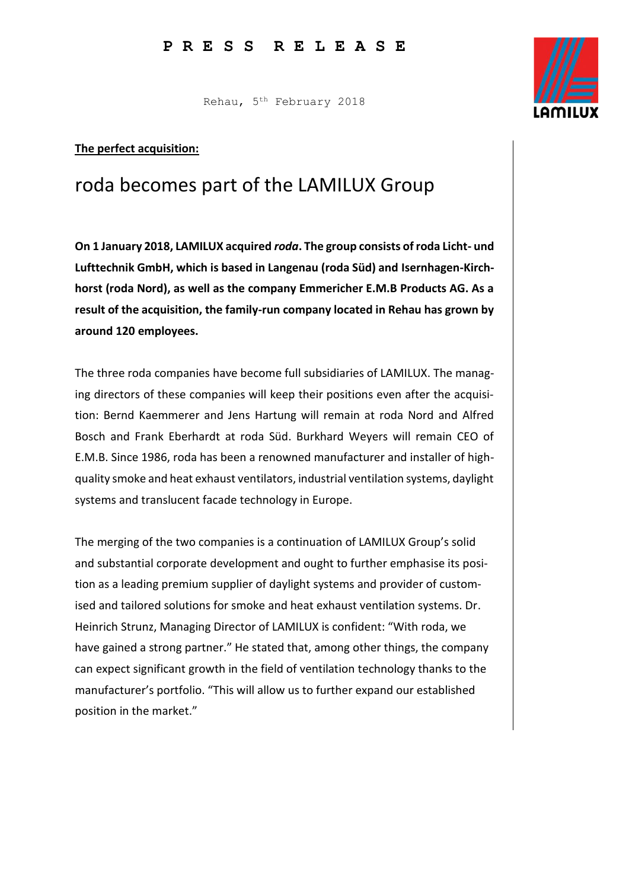**P R E S S   R E L E A S E**

Rehau, 5th February 2018

**The perfect acquisition:**

# roda becomes part of the LAMILUX Group

**On 1 January 2018, LAMILUX acquired *roda*. The group consists of roda Licht- und Lufttechnik GmbH, which is based in Langenau (roda Süd) and Isernhagen-Kirchhorst (roda Nord), as well as the company Emmericher E.M.B Products AG. As a result of the acquisition, the family-run company located in Rehau has grown by around 120 employees.**

The three roda companies have become full subsidiaries of LAMILUX. The managing directors of these companies will keep their positions even after the acquisition: Bernd Kaemmerer and Jens Hartung will remain at roda Nord and Alfred Bosch and Frank Eberhardt at roda Süd. Burkhard Weyers will remain CEO of E.M.B. Since 1986, roda has been a renowned manufacturer and installer of high-quality smoke and heat exhaust ventilators, industrial ventilation systems, daylight systems and translucent facade technology in Europe.

The merging of the two companies is a continuation of LAMILUX Group's solid and substantial corporate development and ought to further emphasise its position as a leading premium supplier of daylight systems and provider of customised and tailored solutions for smoke and heat exhaust ventilation systems. Dr. Heinrich Strunz, Managing Director of LAMILUX is confident: "With roda, we have gained a strong partner." He stated that, among other things, the company can expect significant growth in the field of ventilation technology thanks to the manufacturer's portfolio. "This will allow us to further expand our established position in the market."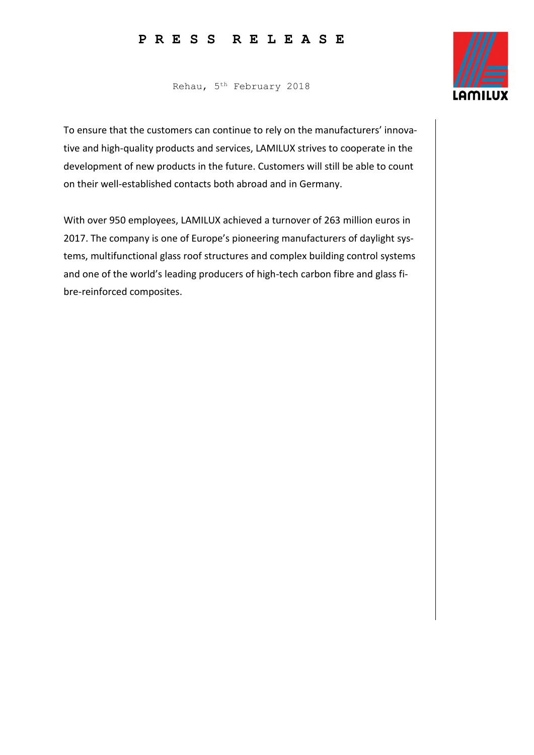To ensure that the customers can continue to rely on the manufacturers' innovative and high-quality products and services, LAMILUX strives to cooperate in the development of new products in the future. Customers will still be able to count on their well-established contacts both abroad and in Germany.

With over 950 employees, LAMILUX achieved a turnover of 263 million euros in 2017. The company is one of Europe's pioneering manufacturers of daylight systems, multifunctional glass roof structures and complex building control systems and one of the world's leading producers of high-tech carbon fibre and glass fibre-reinforced composites.